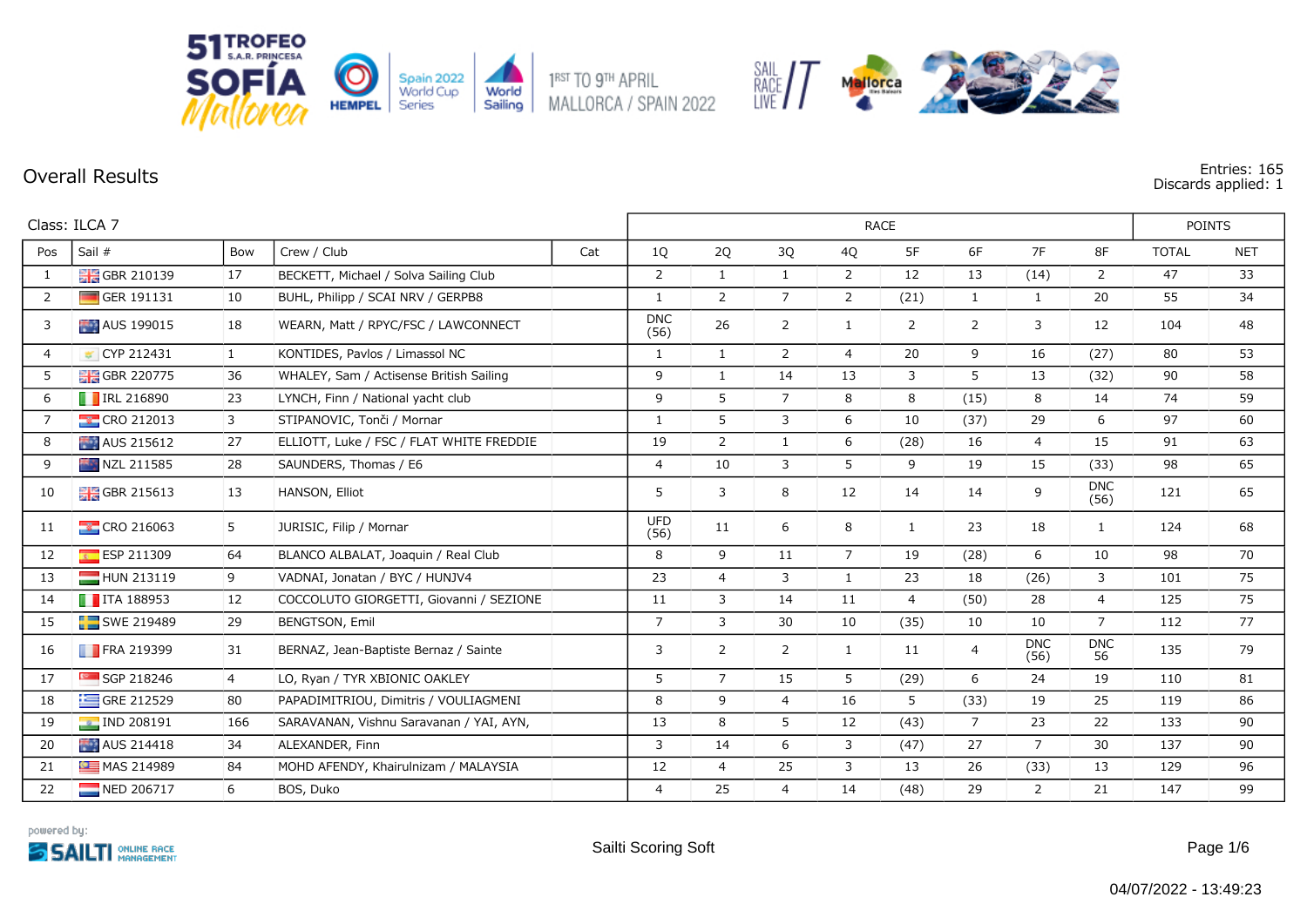51 TROFEO S.A.R. PRINCESA SOFÍA Mallorca

Spain 2022 World Cup Series — World Sailing

1RST TO 9TH APRIL MALLORCA / SPAIN 2022

## Overall Results

Entries: 165
Discards applied: 1

Class: ILCA 7

| Pos | Sail # | Bow | Crew / Club | Cat | 1Q | 2Q | 3Q | 4Q | 5F | 6F | 7F | 8F | TOTAL | NET |
|---|---|---|---|---|---|---|---|---|---|---|---|---|---|---|
| 1 | GBR 210139 | 17 | BECKETT, Michael / Solva Sailing Club | | 2 | 1 | 1 | 2 | 12 | 13 | (14) | 2 | 47 | 33 |
| 2 | GER 191131 | 10 | BUHL, Philipp / SCAI NRV / GERPB8 | | 1 | 2 | 7 | 2 | (21) | 1 | 1 | 20 | 55 | 34 |
| 3 | AUS 199015 | 18 | WEARN, Matt / RPYC/FSC / LAWCONNECT | | DNC (56) | 26 | 2 | 1 | 2 | 2 | 3 | 12 | 104 | 48 |
| 4 | CYP 212431 | 1 | KONTIDES, Pavlos / Limassol NC | | 1 | 1 | 2 | 4 | 20 | 9 | 16 | (27) | 80 | 53 |
| 5 | GBR 220775 | 36 | WHALEY, Sam / Actisense British Sailing | | 9 | 1 | 14 | 13 | 3 | 5 | 13 | (32) | 90 | 58 |
| 6 | IRL 216890 | 23 | LYNCH, Finn / National yacht club | | 9 | 5 | 7 | 8 | 8 | (15) | 8 | 14 | 74 | 59 |
| 7 | CRO 212013 | 3 | STIPANOVIC, Tonči / Mornar | | 1 | 5 | 3 | 6 | 10 | (37) | 29 | 6 | 97 | 60 |
| 8 | AUS 215612 | 27 | ELLIOTT, Luke / FSC / FLAT WHITE FREDDIE | | 19 | 2 | 1 | 6 | (28) | 16 | 4 | 15 | 91 | 63 |
| 9 | NZL 211585 | 28 | SAUNDERS, Thomas / E6 | | 4 | 10 | 3 | 5 | 9 | 19 | 15 | (33) | 98 | 65 |
| 10 | GBR 215613 | 13 | HANSON, Elliot | | 5 | 3 | 8 | 12 | 14 | 14 | 9 | DNC (56) | 121 | 65 |
| 11 | CRO 216063 | 5 | JURISIC, Filip / Mornar | | UFD (56) | 11 | 6 | 8 | 1 | 23 | 18 | 1 | 124 | 68 |
| 12 | ESP 211309 | 64 | BLANCO ALBALAT, Joaquin / Real Club | | 8 | 9 | 11 | 7 | 19 | (28) | 6 | 10 | 98 | 70 |
| 13 | HUN 213119 | 9 | VADNAI, Jonatan / BYC / HUNJV4 | | 23 | 4 | 3 | 1 | 23 | 18 | (26) | 3 | 101 | 75 |
| 14 | ITA 188953 | 12 | COCCOLUTO GIORGETTI, Giovanni / SEZIONE | | 11 | 3 | 14 | 11 | 4 | (50) | 28 | 4 | 125 | 75 |
| 15 | SWE 219489 | 29 | BENGTSON, Emil | | 7 | 3 | 30 | 10 | (35) | 10 | 10 | 7 | 112 | 77 |
| 16 | FRA 219399 | 31 | BERNAZ, Jean-Baptiste Bernaz / Sainte | | 3 | 2 | 2 | 1 | 11 | 4 | DNC (56) | DNC 56 | 135 | 79 |
| 17 | SGP 218246 | 4 | LO, Ryan / TYR XBIONIC OAKLEY | | 5 | 7 | 15 | 5 | (29) | 6 | 24 | 19 | 110 | 81 |
| 18 | GRE 212529 | 80 | PAPADIMITRIOU, Dimitris / VOULIAGMENI | | 8 | 9 | 4 | 16 | 5 | (33) | 19 | 25 | 119 | 86 |
| 19 | IND 208191 | 166 | SARAVANAN, Vishnu Saravanan / YAI, AYN, | | 13 | 8 | 5 | 12 | (43) | 7 | 23 | 22 | 133 | 90 |
| 20 | AUS 214418 | 34 | ALEXANDER, Finn | | 3 | 14 | 6 | 3 | (47) | 27 | 7 | 30 | 137 | 90 |
| 21 | MAS 214989 | 84 | MOHD AFENDY, Khairulnizam / MALAYSIA | | 12 | 4 | 25 | 3 | 13 | 26 | (33) | 13 | 129 | 96 |
| 22 | NED 206717 | 6 | BOS, Duko | | 4 | 25 | 4 | 14 | (48) | 29 | 2 | 21 | 147 | 99 |

powered by: SAILTI ONLINE RACE MANAGEMENT

Sailti Scoring Soft

04/07/2022 - 13:49:23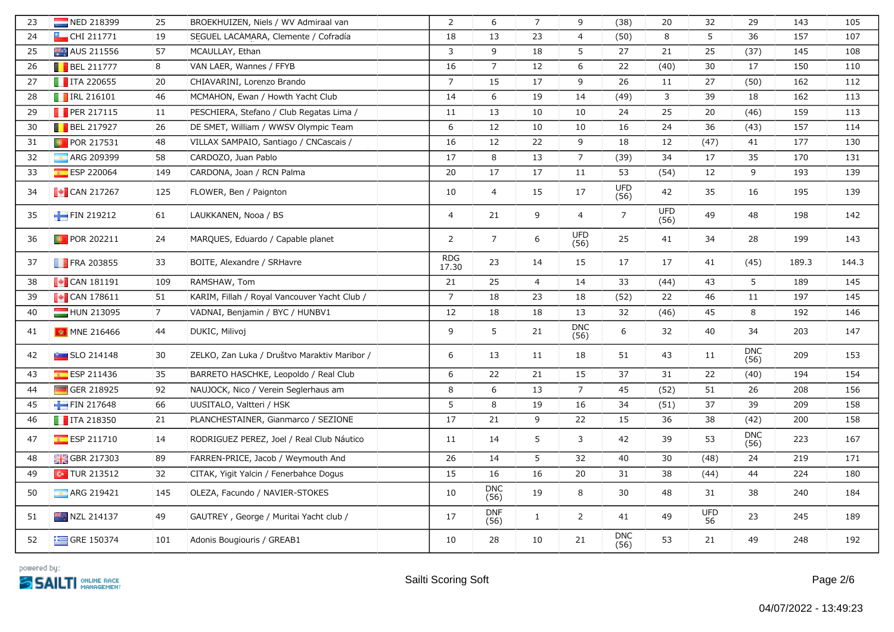| 23 | NED 218399 | 25 | BROEKHUIZEN, Niels / WV Admiraal van | 2 | 6 | 7 | 9 | (38) | 20 | 32 | 29 | 143 | 105 |
|---|---|---|---|---|---|---|---|---|---|---|---|---|---|
| 24 | CHI 211771 | 19 | SEGUEL LACÁMARA, Clemente / Cofradía | 18 | 13 | 23 | 4 | (50) | 8 | 5 | 36 | 157 | 107 |
| 25 | AUS 211556 | 57 | MCAULLAY, Ethan | 3 | 9 | 18 | 5 | 27 | 21 | 25 | (37) | 145 | 108 |
| 26 | BEL 211777 | 8 | VAN LAER, Wannes / FFYB | 16 | 7 | 12 | 6 | 22 | (40) | 30 | 17 | 150 | 110 |
| 27 | ITA 220655 | 20 | CHIAVARINI, Lorenzo Brando | 7 | 15 | 17 | 9 | 26 | 11 | 27 | (50) | 162 | 112 |
| 28 | IRL 216101 | 46 | MCMAHON, Ewan / Howth Yacht Club | 14 | 6 | 19 | 14 | (49) | 3 | 39 | 18 | 162 | 113 |
| 29 | PER 217115 | 11 | PESCHIERA, Stefano / Club Regatas Lima / | 11 | 13 | 10 | 10 | 24 | 25 | 20 | (46) | 159 | 113 |
| 30 | BEL 217927 | 26 | DE SMET, William / WWSV Olympic Team | 6 | 12 | 10 | 10 | 16 | 24 | 36 | (43) | 157 | 114 |
| 31 | POR 217531 | 48 | VILLAX SAMPAIO, Santiago / CNCascais / | 16 | 12 | 22 | 9 | 18 | 12 | (47) | 41 | 177 | 130 |
| 32 | ARG 209399 | 58 | CARDOZO, Juan Pablo | 17 | 8 | 13 | 7 | (39) | 34 | 17 | 35 | 170 | 131 |
| 33 | ESP 220064 | 149 | CARDONA, Joan / RCN Palma | 20 | 17 | 17 | 11 | 53 | (54) | 12 | 9 | 193 | 139 |
| 34 | CAN 217267 | 125 | FLOWER, Ben / Paignton | 10 | 4 | 15 | 17 | UFD (56) | 42 | 35 | 16 | 195 | 139 |
| 35 | FIN 219212 | 61 | LAUKKANEN, Nooa / BS | 4 | 21 | 9 | 4 | 7 | UFD (56) | 49 | 48 | 198 | 142 |
| 36 | POR 202211 | 24 | MARQUES, Eduardo / Capable planet | 2 | 7 | 6 | UFD (56) | 25 | 41 | 34 | 28 | 199 | 143 |
| 37 | FRA 203855 | 33 | BOITE, Alexandre / SRHavre | RDG 17.30 | 23 | 14 | 15 | 17 | 17 | 41 | (45) | 189.3 | 144.3 |
| 38 | CAN 181191 | 109 | RAMSHAW, Tom | 21 | 25 | 4 | 14 | 33 | (44) | 43 | 5 | 189 | 145 |
| 39 | CAN 178611 | 51 | KARIM, Fillah / Royal Vancouver Yacht Club / | 7 | 18 | 23 | 18 | (52) | 22 | 46 | 11 | 197 | 145 |
| 40 | HUN 213095 | 7 | VADNAI, Benjamin / BYC / HUNBV1 | 12 | 18 | 18 | 13 | 32 | (46) | 45 | 8 | 192 | 146 |
| 41 | MNE 216466 | 44 | DUKIC, Milivoj | 9 | 5 | 21 | DNC (56) | 6 | 32 | 40 | 34 | 203 | 147 |
| 42 | SLO 214148 | 30 | ZELKO, Zan Luka / Društvo Maraktiv Maribor / | 6 | 13 | 11 | 18 | 51 | 43 | 11 | DNC (56) | 209 | 153 |
| 43 | ESP 211436 | 35 | BARRETO HASCHKE, Leopoldo / Real Club | 6 | 22 | 21 | 15 | 37 | 31 | 22 | (40) | 194 | 154 |
| 44 | GER 218925 | 92 | NAUJOCK, Nico / Verein Seglerhaus am | 8 | 6 | 13 | 7 | 45 | (52) | 51 | 26 | 208 | 156 |
| 45 | FIN 217648 | 66 | UUSITALO, Valtteri / HSK | 5 | 8 | 19 | 16 | 34 | (51) | 37 | 39 | 209 | 158 |
| 46 | ITA 218350 | 21 | PLANCHESTAINER, Gianmarco / SEZIONE | 17 | 21 | 9 | 22 | 15 | 36 | 38 | (42) | 200 | 158 |
| 47 | ESP 211710 | 14 | RODRIGUEZ PEREZ, Joel / Real Club Náutico | 11 | 14 | 5 | 3 | 42 | 39 | 53 | DNC (56) | 223 | 167 |
| 48 | GBR 217303 | 89 | FARREN-PRICE, Jacob / Weymouth And | 26 | 14 | 5 | 32 | 40 | 30 | (48) | 24 | 219 | 171 |
| 49 | TUR 213512 | 32 | CITAK, Yigit Yalcin / Fenerbahce Dogus | 15 | 16 | 16 | 20 | 31 | 38 | (44) | 44 | 224 | 180 |
| 50 | ARG 219421 | 145 | OLEZA, Facundo / NAVIER-STOKES | 10 | DNC (56) | 19 | 8 | 30 | 48 | 31 | 38 | 240 | 184 |
| 51 | NZL 214137 | 49 | GAUTREY , George / Muritai Yacht club / | 17 | DNF (56) | 1 | 2 | 41 | 49 | UFD 56 | 23 | 245 | 189 |
| 52 | GRE 150374 | 101 | Adonis Bougiouris / GREAB1 | 10 | 28 | 10 | 21 | DNC (56) | 53 | 21 | 49 | 248 | 192 |

powered by: SAILTI ONLINE RACE MANAGEMENT

Sailti Scoring Soft

04/07/2022 - 13:49:23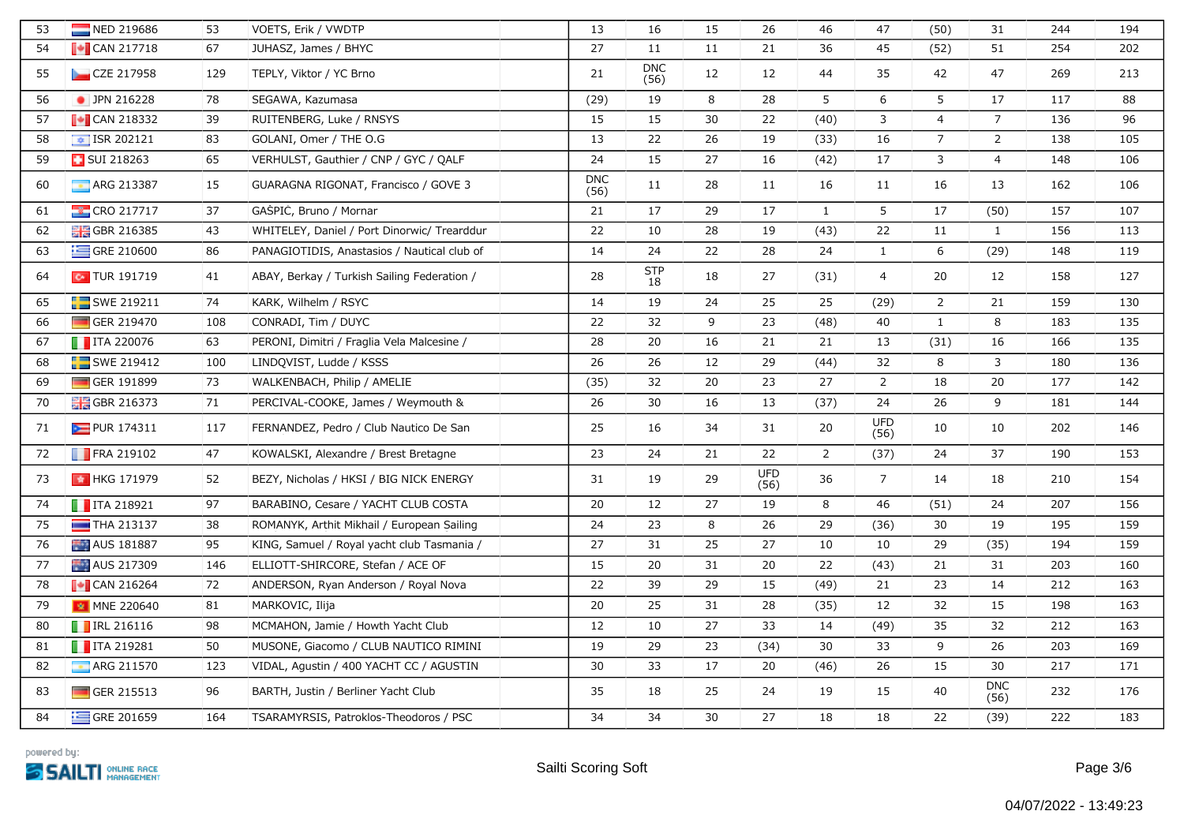| 53 | NED 219686 | 53 | VOETS, Erik / VWDTP | | 13 | 16 | 15 | 26 | 46 | 47 | (50) | 31 | 244 | 194 |
|---|---|---|---|---|---|---|---|---|---|---|---|---|---|---|
| 54 | CAN 217718 | 67 | JUHASZ, James / BHYC | | 27 | 11 | 11 | 21 | 36 | 45 | (52) | 51 | 254 | 202 |
| 55 | CZE 217958 | 129 | TEPLY, Viktor / YC Brno | | 21 | DNC (56) | 12 | 12 | 44 | 35 | 42 | 47 | 269 | 213 |
| 56 | JPN 216228 | 78 | SEGAWA, Kazumasa | | (29) | 19 | 8 | 28 | 5 | 6 | 5 | 17 | 117 | 88 |
| 57 | CAN 218332 | 39 | RUITENBERG, Luke / RNSYS | | 15 | 15 | 30 | 22 | (40) | 3 | 4 | 7 | 136 | 96 |
| 58 | ISR 202121 | 83 | GOLANI, Omer / THE O.G | | 13 | 22 | 26 | 19 | (33) | 16 | 7 | 2 | 138 | 105 |
| 59 | SUI 218263 | 65 | VERHULST, Gauthier / CNP / GYC / QALF | | 24 | 15 | 27 | 16 | (42) | 17 | 3 | 4 | 148 | 106 |
| 60 | ARG 213387 | 15 | GUARAGNA RIGONAT, Francisco / GOVE 3 | | DNC (56) | 11 | 28 | 11 | 16 | 11 | 16 | 13 | 162 | 106 |
| 61 | CRO 217717 | 37 | GAŠPIĆ, Bruno / Mornar | | 21 | 17 | 29 | 17 | 1 | 5 | 17 | (50) | 157 | 107 |
| 62 | GBR 216385 | 43 | WHITELEY, Daniel / Port Dinorwic/ Trearddur | | 22 | 10 | 28 | 19 | (43) | 22 | 11 | 1 | 156 | 113 |
| 63 | GRE 210600 | 86 | PANAGIOTIDIS, Anastasios / Nautical club of | | 14 | 24 | 22 | 28 | 24 | 1 | 6 | (29) | 148 | 119 |
| 64 | TUR 191719 | 41 | ABAY, Berkay / Turkish Sailing Federation / | | 28 | STP 18 | 18 | 27 | (31) | 4 | 20 | 12 | 158 | 127 |
| 65 | SWE 219211 | 74 | KARK, Wilhelm / RSYC | | 14 | 19 | 24 | 25 | 25 | (29) | 2 | 21 | 159 | 130 |
| 66 | GER 219470 | 108 | CONRADI, Tim / DUYC | | 22 | 32 | 9 | 23 | (48) | 40 | 1 | 8 | 183 | 135 |
| 67 | ITA 220076 | 63 | PERONI, Dimitri / Fraglia Vela Malcesine / | | 28 | 20 | 16 | 21 | 21 | 13 | (31) | 16 | 166 | 135 |
| 68 | SWE 219412 | 100 | LINDQVIST, Ludde / KSSS | | 26 | 26 | 12 | 29 | (44) | 32 | 8 | 3 | 180 | 136 |
| 69 | GER 191899 | 73 | WALKENBACH, Philip / AMELIE | | (35) | 32 | 20 | 23 | 27 | 2 | 18 | 20 | 177 | 142 |
| 70 | GBR 216373 | 71 | PERCIVAL-COOKE, James / Weymouth & | | 26 | 30 | 16 | 13 | (37) | 24 | 26 | 9 | 181 | 144 |
| 71 | PUR 174311 | 117 | FERNANDEZ, Pedro / Club Nautico De San | | 25 | 16 | 34 | 31 | 20 | UFD (56) | 10 | 10 | 202 | 146 |
| 72 | FRA 219102 | 47 | KOWALSKI, Alexandre / Brest Bretagne | | 23 | 24 | 21 | 22 | 2 | (37) | 24 | 37 | 190 | 153 |
| 73 | HKG 171979 | 52 | BEZY, Nicholas / HKSI / BIG NICK ENERGY | | 31 | 19 | 29 | UFD (56) | 36 | 7 | 14 | 18 | 210 | 154 |
| 74 | ITA 218921 | 97 | BARABINO, Cesare / YACHT CLUB COSTA | | 20 | 12 | 27 | 19 | 8 | 46 | (51) | 24 | 207 | 156 |
| 75 | THA 213137 | 38 | ROMANYK, Arthit Mikhail / European Sailing | | 24 | 23 | 8 | 26 | 29 | (36) | 30 | 19 | 195 | 159 |
| 76 | AUS 181887 | 95 | KING, Samuel / Royal yacht club Tasmania / | | 27 | 31 | 25 | 27 | 10 | 10 | 29 | (35) | 194 | 159 |
| 77 | AUS 217309 | 146 | ELLIOTT-SHIRCORE, Stefan / ACE OF | | 15 | 20 | 31 | 20 | 22 | (43) | 21 | 31 | 203 | 160 |
| 78 | CAN 216264 | 72 | ANDERSON, Ryan Anderson / Royal Nova | | 22 | 39 | 29 | 15 | (49) | 21 | 23 | 14 | 212 | 163 |
| 79 | MNE 220640 | 81 | MARKOVIC, Ilija | | 20 | 25 | 31 | 28 | (35) | 12 | 32 | 15 | 198 | 163 |
| 80 | IRL 216116 | 98 | MCMAHON, Jamie / Howth Yacht Club | | 12 | 10 | 27 | 33 | 14 | (49) | 35 | 32 | 212 | 163 |
| 81 | ITA 219281 | 50 | MUSONE, Giacomo / CLUB NAUTICO RIMINI | | 19 | 29 | 23 | (34) | 30 | 33 | 9 | 26 | 203 | 169 |
| 82 | ARG 211570 | 123 | VIDAL, Agustin / 400 YACHT CC / AGUSTIN | | 30 | 33 | 17 | 20 | (46) | 26 | 15 | 30 | 217 | 171 |
| 83 | GER 215513 | 96 | BARTH, Justin / Berliner Yacht Club | | 35 | 18 | 25 | 24 | 19 | 15 | 40 | DNC (56) | 232 | 176 |
| 84 | GRE 201659 | 164 | TSARAMYRSIS, Patroklos-Theodoros / PSC | | 34 | 34 | 30 | 27 | 18 | 18 | 22 | (39) | 222 | 183 |

powered by: SAILTI ONLINE RACE MANAGEMENT

Sailti Scoring Soft

04/07/2022 - 13:49:23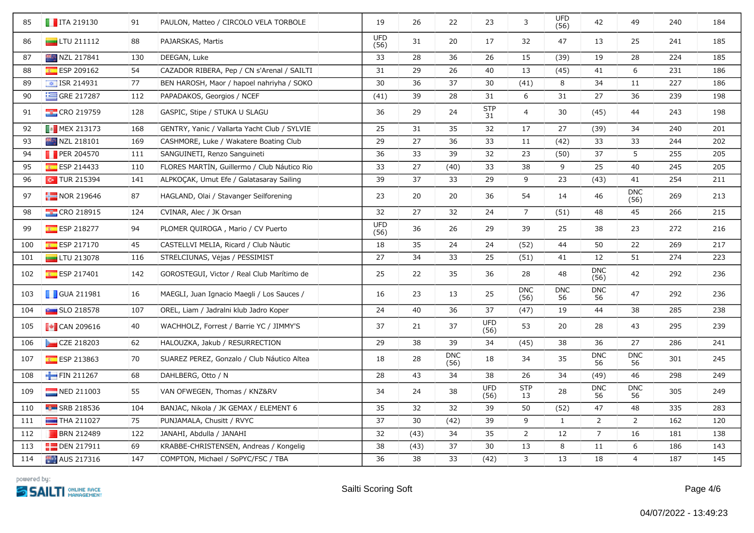| | | | | | | | | | | | | | | |
|---|---|---|---|---|---|---|---|---|---|---|---|---|---|---|
| 85 | ITA 219130 | 91 | PAULON, Matteo / CIRCOLO VELA TORBOLE | | 19 | 26 | 22 | 23 | 3 | UFD (56) | 42 | 49 | 240 | 184 |
| 86 | LTU 211112 | 88 | PAJARSKAS, Martis | | UFD (56) | 31 | 20 | 17 | 32 | 47 | 13 | 25 | 241 | 185 |
| 87 | NZL 217841 | 130 | DEEGAN, Luke | | 33 | 28 | 36 | 26 | 15 | (39) | 19 | 28 | 224 | 185 |
| 88 | ESP 209162 | 54 | CAZADOR RIBERA, Pep / CN s'Arenal / SAILTI | | 31 | 29 | 26 | 40 | 13 | (45) | 41 | 6 | 231 | 186 |
| 89 | ISR 214931 | 77 | BEN HAROSH, Maor / hapoel nahriyha / SOKO | | 30 | 36 | 37 | 30 | (41) | 8 | 34 | 11 | 227 | 186 |
| 90 | GRE 217287 | 112 | PAPADAKOS, Georgios / NCEF | | (41) | 39 | 28 | 31 | 6 | 31 | 27 | 36 | 239 | 198 |
| 91 | CRO 219759 | 128 | GASPIC, Stipe / STUKA U SLAGU | | 36 | 29 | 24 | STP 31 | 4 | 30 | (45) | 44 | 243 | 198 |
| 92 | MEX 213173 | 168 | GENTRY, Yanic / Vallarta Yacht Club / SYLVIE | | 25 | 31 | 35 | 32 | 17 | 27 | (39) | 34 | 240 | 201 |
| 93 | NZL 218101 | 169 | CASHMORE, Luke / Wakatere Boating Club | | 29 | 27 | 36 | 33 | 11 | (42) | 33 | 33 | 244 | 202 |
| 94 | PER 204570 | 111 | SANGUINETI, Renzo Sanguineti | | 36 | 33 | 39 | 32 | 23 | (50) | 37 | 5 | 255 | 205 |
| 95 | ESP 214433 | 110 | FLORES MARTÍN, Guillermo / Club Náutico Rio | | 33 | 27 | (40) | 33 | 38 | 9 | 25 | 40 | 245 | 205 |
| 96 | TUR 215394 | 141 | ALPKOÇAK, Umut Efe / Galatasaray Sailing | | 39 | 37 | 33 | 29 | 9 | 23 | (43) | 41 | 254 | 211 |
| 97 | NOR 219646 | 87 | HAGLAND, Olai / Stavanger Seilforening | | 23 | 20 | 20 | 36 | 54 | 14 | 46 | DNC (56) | 269 | 213 |
| 98 | CRO 218915 | 124 | CVINAR, Alec / JK Orsan | | 32 | 27 | 32 | 24 | 7 | (51) | 48 | 45 | 266 | 215 |
| 99 | ESP 218277 | 94 | PLOMER QUIROGA , Mario / CV Puerto | | UFD (56) | 36 | 26 | 29 | 39 | 25 | 38 | 23 | 272 | 216 |
| 100 | ESP 217170 | 45 | CASTELLVI MELIA, Ricard / Club Nàutic | | 18 | 35 | 24 | 24 | (52) | 44 | 50 | 22 | 269 | 217 |
| 101 | LTU 213078 | 116 | STRELCIUNAS, Vėjas / PESSIMIST | | 27 | 34 | 33 | 25 | (51) | 41 | 12 | 51 | 274 | 223 |
| 102 | ESP 217401 | 142 | GOROSTEGUI, Victor / Real Club Marítimo de | | 25 | 22 | 35 | 36 | 28 | 48 | DNC (56) | 42 | 292 | 236 |
| 103 | GUA 211981 | 16 | MAEGLI, Juan Ignacio Maegli / Los Sauces / | | 16 | 23 | 13 | 25 | DNC (56) | DNC 56 | DNC 56 | 47 | 292 | 236 |
| 104 | SLO 218578 | 107 | OREL, Liam / Jadralni klub Jadro Koper | | 24 | 40 | 36 | 37 | (47) | 19 | 44 | 38 | 285 | 238 |
| 105 | CAN 209616 | 40 | WACHHOLZ, Forrest / Barrie YC / JIMMY'S | | 37 | 21 | 37 | UFD (56) | 53 | 20 | 28 | 43 | 295 | 239 |
| 106 | CZE 218203 | 62 | HALOUZKA, Jakub / RESURRECTION | | 29 | 38 | 39 | 34 | (45) | 38 | 36 | 27 | 286 | 241 |
| 107 | ESP 213863 | 70 | SUAREZ PEREZ, Gonzalo / Club Náutico Altea | | 18 | 28 | DNC (56) | 18 | 34 | 35 | DNC 56 | DNC 56 | 301 | 245 |
| 108 | FIN 211267 | 68 | DAHLBERG, Otto / N | | 28 | 43 | 34 | 38 | 26 | 34 | (49) | 46 | 298 | 249 |
| 109 | NED 211003 | 55 | VAN OFWEGEN, Thomas / KNZ&RV | | 34 | 24 | 38 | UFD (56) | STP 13 | 28 | DNC 56 | DNC 56 | 305 | 249 |
| 110 | SRB 218536 | 104 | BANJAC, Nikola / JK GEMAX / ELEMENT 6 | | 35 | 32 | 32 | 39 | 50 | (52) | 47 | 48 | 335 | 283 |
| 111 | THA 211027 | 75 | PUNJAMALA, Chusitt / RVYC | | 37 | 30 | (42) | 39 | 9 | 1 | 2 | 2 | 162 | 120 |
| 112 | BRN 212489 | 122 | JANAHI, Abdulla / JANAHI | | 32 | (43) | 34 | 35 | 2 | 12 | 7 | 16 | 181 | 138 |
| 113 | DEN 217911 | 69 | KRABBE-CHRISTENSEN, Andreas / Kongelig | | 38 | (43) | 37 | 30 | 13 | 8 | 11 | 6 | 186 | 143 |
| 114 | AUS 217316 | 147 | COMPTON, Michael / SoPYC/FSC / TBA | | 36 | 38 | 33 | (42) | 3 | 13 | 18 | 4 | 187 | 145 |

powered by: SAILTI ONLINE RACE MANAGEMENT

Sailti Scoring Soft

04/07/2022 - 13:49:23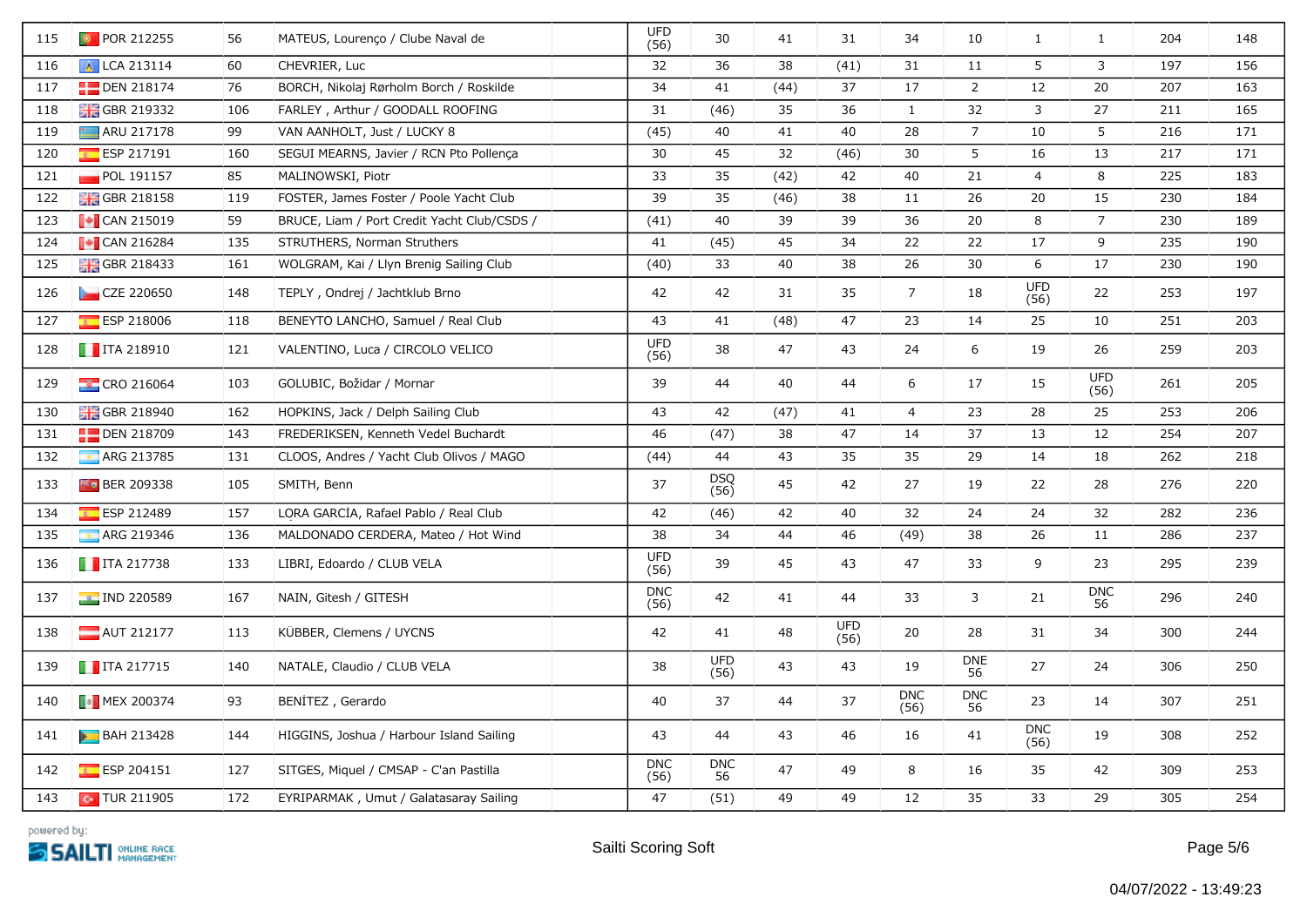| 115 | POR 212255 | 56 | MATEUS, Lourenço / Clube Naval de | | UFD (56) | 30 | 41 | 31 | 34 | 10 | 1 | 1 | 204 | 148 |
|---|---|---|---|---|---|---|---|---|---|---|---|---|---|---|
| 116 | LCA 213114 | 60 | CHEVRIER, Luc | | 32 | 36 | 38 | (41) | 31 | 11 | 5 | 3 | 197 | 156 |
| 117 | DEN 218174 | 76 | BORCH, Nikolaj Rørholm Borch / Roskilde | | 34 | 41 | (44) | 37 | 17 | 2 | 12 | 20 | 207 | 163 |
| 118 | GBR 219332 | 106 | FARLEY , Arthur / GOODALL ROOFING | | 31 | (46) | 35 | 36 | 1 | 32 | 3 | 27 | 211 | 165 |
| 119 | ARU 217178 | 99 | VAN AANHOLT, Just / LUCKY 8 | | (45) | 40 | 41 | 40 | 28 | 7 | 10 | 5 | 216 | 171 |
| 120 | ESP 217191 | 160 | SEGUI MEARNS, Javier / RCN Pto Pollença | | 30 | 45 | 32 | (46) | 30 | 5 | 16 | 13 | 217 | 171 |
| 121 | POL 191157 | 85 | MALINOWSKI, Piotr | | 33 | 35 | (42) | 42 | 40 | 21 | 4 | 8 | 225 | 183 |
| 122 | GBR 218158 | 119 | FOSTER, James Foster / Poole Yacht Club | | 39 | 35 | (46) | 38 | 11 | 26 | 20 | 15 | 230 | 184 |
| 123 | CAN 215019 | 59 | BRUCE, Liam / Port Credit Yacht Club/CSDS / | | (41) | 40 | 39 | 39 | 36 | 20 | 8 | 7 | 230 | 189 |
| 124 | CAN 216284 | 135 | STRUTHERS, Norman Struthers | | 41 | (45) | 45 | 34 | 22 | 22 | 17 | 9 | 235 | 190 |
| 125 | GBR 218433 | 161 | WOLGRAM, Kai / Llyn Brenig Sailing Club | | (40) | 33 | 40 | 38 | 26 | 30 | 6 | 17 | 230 | 190 |
| 126 | CZE 220650 | 148 | TEPLY , Ondrej / Jachtklub Brno | | 42 | 42 | 31 | 35 | 7 | 18 | UFD (56) | 22 | 253 | 197 |
| 127 | ESP 218006 | 118 | BENEYTO LANCHO, Samuel / Real Club | | 43 | 41 | (48) | 47 | 23 | 14 | 25 | 10 | 251 | 203 |
| 128 | ITA 218910 | 121 | VALENTINO, Luca / CIRCOLO VELICO | | UFD (56) | 38 | 47 | 43 | 24 | 6 | 19 | 26 | 259 | 203 |
| 129 | CRO 216064 | 103 | GOLUBIC, Božidar / Mornar | | 39 | 44 | 40 | 44 | 6 | 17 | 15 | UFD (56) | 261 | 205 |
| 130 | GBR 218940 | 162 | HOPKINS, Jack / Delph Sailing Club | | 43 | 42 | (47) | 41 | 4 | 23 | 28 | 25 | 253 | 206 |
| 131 | DEN 218709 | 143 | FREDERIKSEN, Kenneth Vedel Buchardt | | 46 | (47) | 38 | 47 | 14 | 37 | 13 | 12 | 254 | 207 |
| 132 | ARG 213785 | 131 | CLOOS, Andres / Yacht Club Olivos / MAGO | | (44) | 44 | 43 | 35 | 35 | 29 | 14 | 18 | 262 | 218 |
| 133 | BER 209338 | 105 | SMITH, Benn | | 37 | DSQ (56) | 45 | 42 | 27 | 19 | 22 | 28 | 276 | 220 |
| 134 | ESP 212489 | 157 | LORA GARCÍA, Rafael Pablo / Real Club | | 42 | (46) | 42 | 40 | 32 | 24 | 24 | 32 | 282 | 236 |
| 135 | ARG 219346 | 136 | MALDONADO CERDERA, Mateo / Hot Wind | | 38 | 34 | 44 | 46 | (49) | 38 | 26 | 11 | 286 | 237 |
| 136 | ITA 217738 | 133 | LIBRI, Edoardo / CLUB VELA | | UFD (56) | 39 | 45 | 43 | 47 | 33 | 9 | 23 | 295 | 239 |
| 137 | IND 220589 | 167 | NAIN, Gitesh / GITESH | | DNC (56) | 42 | 41 | 44 | 33 | 3 | 21 | DNC 56 | 296 | 240 |
| 138 | AUT 212177 | 113 | KÜBBER, Clemens / UYCNS | | 42 | 41 | 48 | UFD (56) | 20 | 28 | 31 | 34 | 300 | 244 |
| 139 | ITA 217715 | 140 | NATALE, Claudio / CLUB VELA | | 38 | UFD (56) | 43 | 43 | 19 | DNE 56 | 27 | 24 | 306 | 250 |
| 140 | MEX 200374 | 93 | BENITEZ , Gerardo | | 40 | 37 | 44 | 37 | DNC (56) | DNC 56 | 23 | 14 | 307 | 251 |
| 141 | BAH 213428 | 144 | HIGGINS, Joshua / Harbour Island Sailing | | 43 | 44 | 43 | 46 | 16 | 41 | DNC (56) | 19 | 308 | 252 |
| 142 | ESP 204151 | 127 | SITGES, Miquel / CMSAP - C'an Pastilla | | DNC (56) | DNC 56 | 47 | 49 | 8 | 16 | 35 | 42 | 309 | 253 |
| 143 | TUR 211905 | 172 | EYRIPARMAK , Umut / Galatasaray Sailing | | 47 | (51) | 49 | 49 | 12 | 35 | 33 | 29 | 305 | 254 |

powered by: SAILTI ONLINE RACE MANAGEMENT

Sailti Scoring Soft

04/07/2022 - 13:49:23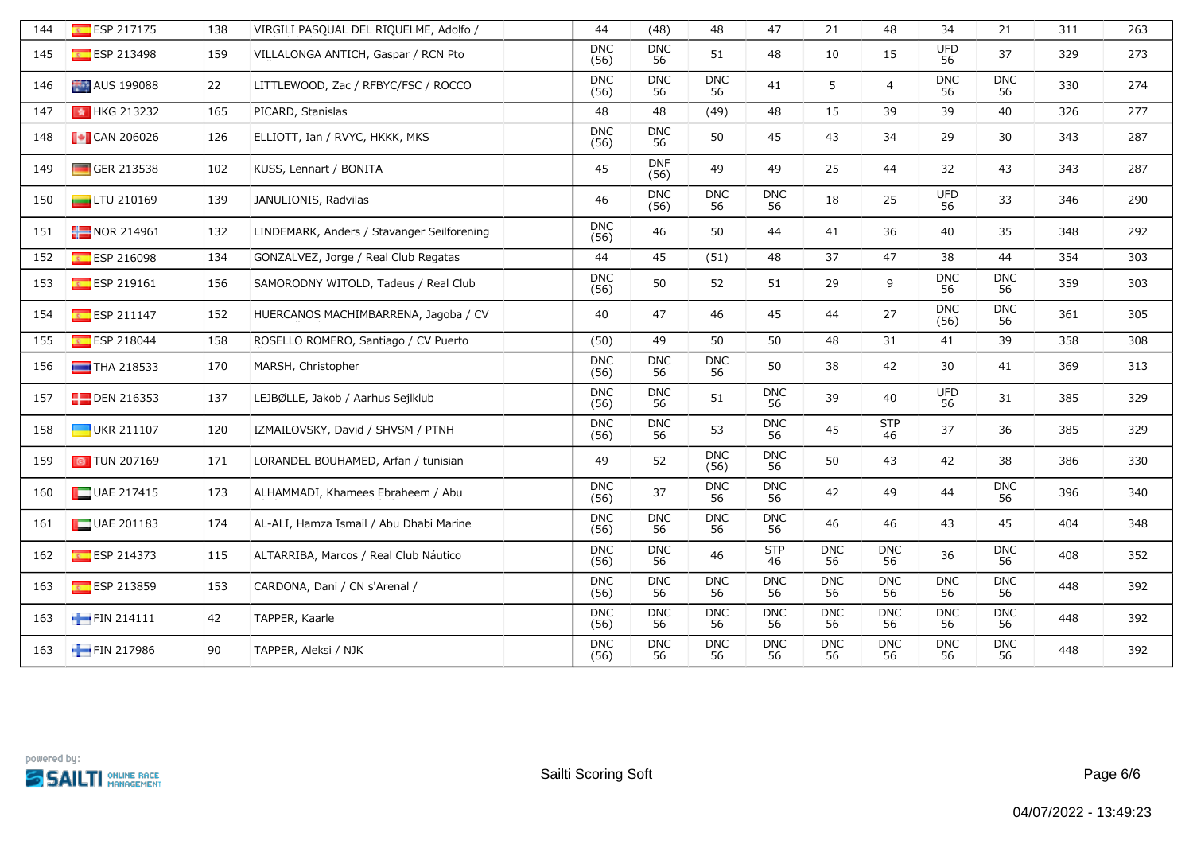| | | | | | | | | | | | | | | |
|---|---|---|---|---|---|---|---|---|---|---|---|---|---|---|
| 144 | ESP 217175 | 138 | VIRGILI PASQUAL DEL RIQUELME, Adolfo / | | 44 | (48) | 48 | 47 | 21 | 48 | 34 | 21 | 311 | 263 |
| 145 | ESP 213498 | 159 | VILLALONGA ANTICH, Gaspar / RCN Pto | | DNC (56) | DNC 56 | 51 | 48 | 10 | 15 | UFD 56 | 37 | 329 | 273 |
| 146 | AUS 199088 | 22 | LITTLEWOOD, Zac / RFBYC/FSC / ROCCO | | DNC (56) | DNC 56 | DNC 56 | 41 | 5 | 4 | DNC 56 | DNC 56 | 330 | 274 |
| 147 | HKG 213232 | 165 | PICARD, Stanislas | | 48 | 48 | (49) | 48 | 15 | 39 | 39 | 40 | 326 | 277 |
| 148 | CAN 206026 | 126 | ELLIOTT, Ian / RVYC, HKKK, MKS | | DNC (56) | DNC 56 | 50 | 45 | 43 | 34 | 29 | 30 | 343 | 287 |
| 149 | GER 213538 | 102 | KUSS, Lennart / BONITA | | 45 | DNF (56) | 49 | 49 | 25 | 44 | 32 | 43 | 343 | 287 |
| 150 | LTU 210169 | 139 | JANULIONIS, Radvilas | | 46 | DNC (56) | DNC 56 | DNC 56 | 18 | 25 | UFD 56 | 33 | 346 | 290 |
| 151 | NOR 214961 | 132 | LINDEMARK, Anders / Stavanger Seilforening | | DNC (56) | 46 | 50 | 44 | 41 | 36 | 40 | 35 | 348 | 292 |
| 152 | ESP 216098 | 134 | GONZALVEZ, Jorge / Real Club Regatas | | 44 | 45 | (51) | 48 | 37 | 47 | 38 | 44 | 354 | 303 |
| 153 | ESP 219161 | 156 | SAMORODNY WITOLD, Tadeus / Real Club | | DNC (56) | 50 | 52 | 51 | 29 | 9 | DNC 56 | DNC 56 | 359 | 303 |
| 154 | ESP 211147 | 152 | HUERCANOS MACHIMBARRENA, Jagoba / CV | | 40 | 47 | 46 | 45 | 44 | 27 | DNC (56) | DNC 56 | 361 | 305 |
| 155 | ESP 218044 | 158 | ROSELLO ROMERO, Santiago / CV Puerto | | (50) | 49 | 50 | 50 | 48 | 31 | 41 | 39 | 358 | 308 |
| 156 | THA 218533 | 170 | MARSH, Christopher | | DNC (56) | DNC 56 | DNC 56 | 50 | 38 | 42 | 30 | 41 | 369 | 313 |
| 157 | DEN 216353 | 137 | LEJBØLLE, Jakob / Aarhus Sejlklub | | DNC (56) | DNC 56 | 51 | DNC 56 | 39 | 40 | UFD 56 | 31 | 385 | 329 |
| 158 | UKR 211107 | 120 | IZMAILOVSKY, David / SHVSM / PTNH | | DNC (56) | DNC 56 | 53 | DNC 56 | 45 | STP 46 | 37 | 36 | 385 | 329 |
| 159 | TUN 207169 | 171 | LORANDEL BOUHAMED, Arfan / tunisian | | 49 | 52 | DNC (56) | DNC 56 | 50 | 43 | 42 | 38 | 386 | 330 |
| 160 | UAE 217415 | 173 | ALHAMMADI, Khamees Ebraheem / Abu | | DNC (56) | 37 | DNC 56 | DNC 56 | 42 | 49 | 44 | DNC 56 | 396 | 340 |
| 161 | UAE 201183 | 174 | AL-ALI, Hamza Ismail / Abu Dhabi Marine | | DNC (56) | DNC 56 | DNC 56 | DNC 56 | 46 | 46 | 43 | 45 | 404 | 348 |
| 162 | ESP 214373 | 115 | ALTARRIBA, Marcos / Real Club Náutico | | DNC (56) | DNC 56 | 46 | STP 46 | DNC 56 | DNC 56 | 36 | DNC 56 | 408 | 352 |
| 163 | ESP 213859 | 153 | CARDONA, Dani / CN s'Arenal / | | DNC (56) | DNC 56 | DNC 56 | DNC 56 | DNC 56 | DNC 56 | DNC 56 | DNC 56 | 448 | 392 |
| 163 | FIN 214111 | 42 | TAPPER, Kaarle | | DNC (56) | DNC 56 | DNC 56 | DNC 56 | DNC 56 | DNC 56 | DNC 56 | DNC 56 | 448 | 392 |
| 163 | FIN 217986 | 90 | TAPPER, Aleksi / NJK | | DNC (56) | DNC 56 | DNC 56 | DNC 56 | DNC 56 | DNC 56 | DNC 56 | DNC 56 | 448 | 392 |

powered by: SAILTI ONLINE RACE MANAGEMENT

Sailti Scoring Soft

04/07/2022 - 13:49:23